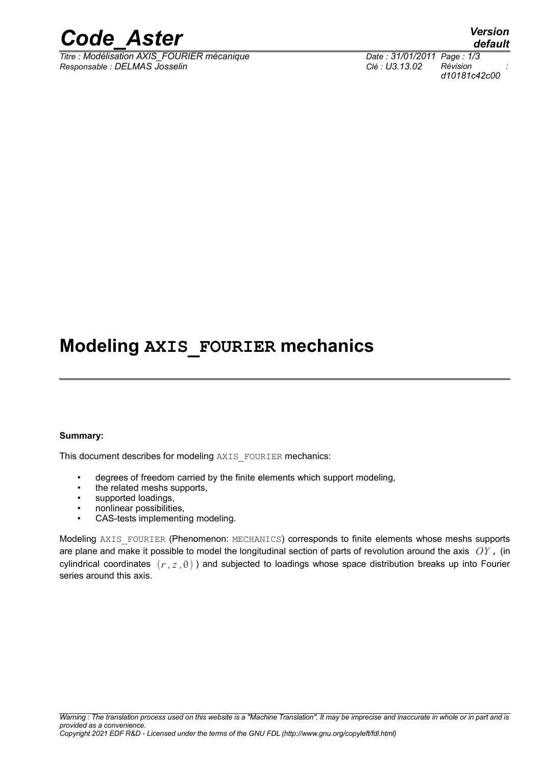# Modeling AXIS_FOURIER mechanics

**Summary:**

This document describes for modeling AXIS_FOURIER mechanics:

- degrees of freedom carried by the finite elements which support modeling,
- the related meshs supports,
- supported loadings,
- nonlinear possibilities,
- CAS-tests implementing modeling.

Modeling AXIS_FOURIER (Phenomenon: MECHANICS) corresponds to finite elements whose meshs supports are plane and make it possible to model the longitudinal section of parts of revolution around the axis $OY$, (in cylindrical coordinates $(r, z, \theta)$) and subjected to loadings whose space distribution breaks up into Fourier series around this axis.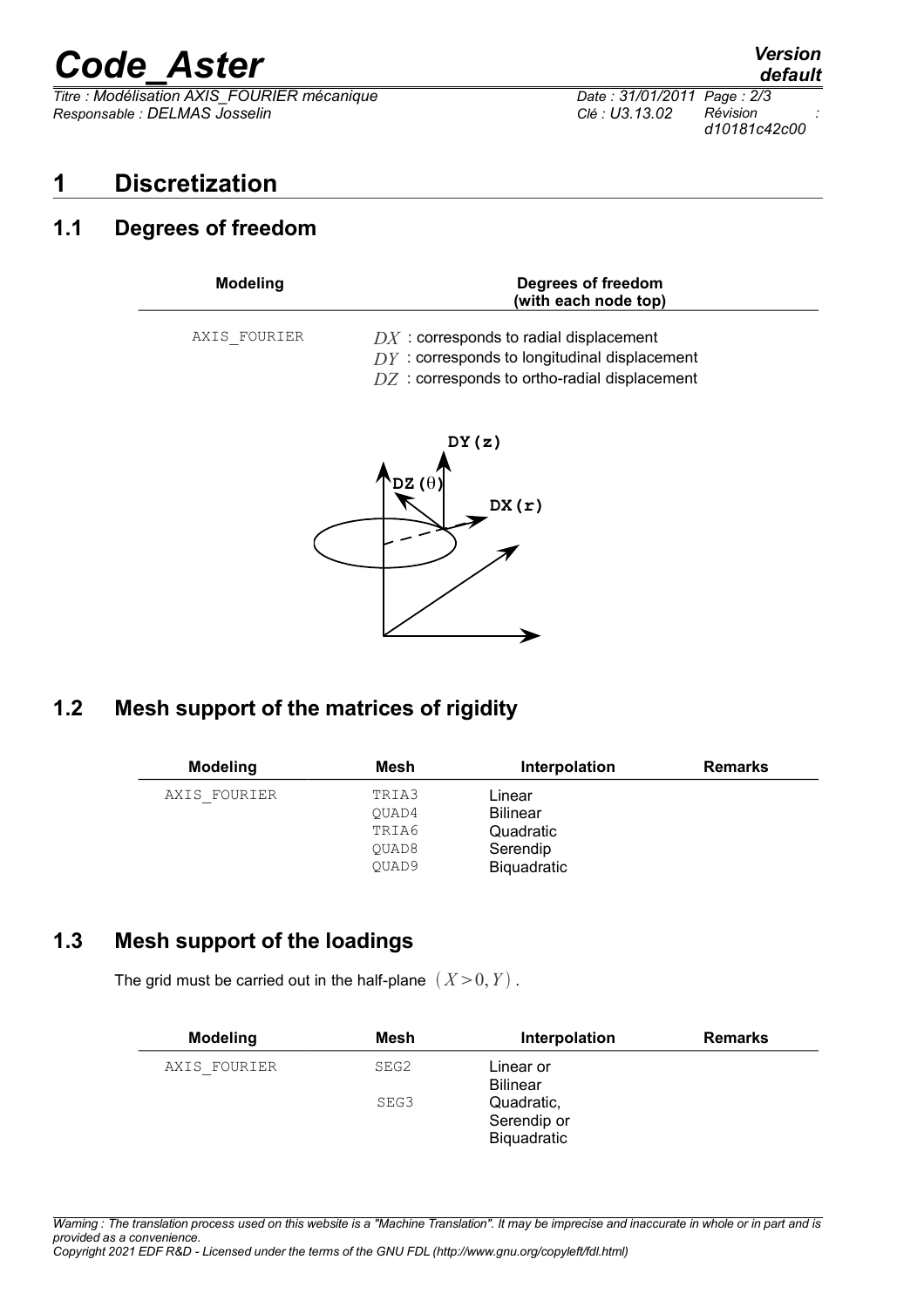# 1 Discretization

## 1.1 Degrees of freedom

| Modeling | Degrees of freedom (with each node top) |
|---|---|
| AXIS_FOURIER | $DX$ : corresponds to radial displacement<br>$DY$ : corresponds to longitudinal displacement<br>$DZ$ : corresponds to ortho-radial displacement |

## 1.2 Mesh support of the matrices of rigidity

| Modeling | Mesh | Interpolation | Remarks |
|---|---|---|---|
| AXIS_FOURIER | TRIA3 | Linear | |
| | QUAD4 | Bilinear | |
| | TRIA6 | Quadratic | |
| | QUAD8 | Serendip | |
| | QUAD9 | Biquadratic | |

## 1.3 Mesh support of the loadings

The grid must be carried out in the half-plane $(X>0, Y)$.

| Modeling | Mesh | Interpolation | Remarks |
|---|---|---|---|
| AXIS_FOURIER | SEG2 | Linear or Bilinear | |
| | SEG3 | Quadratic, Serendip or Biquadratic | |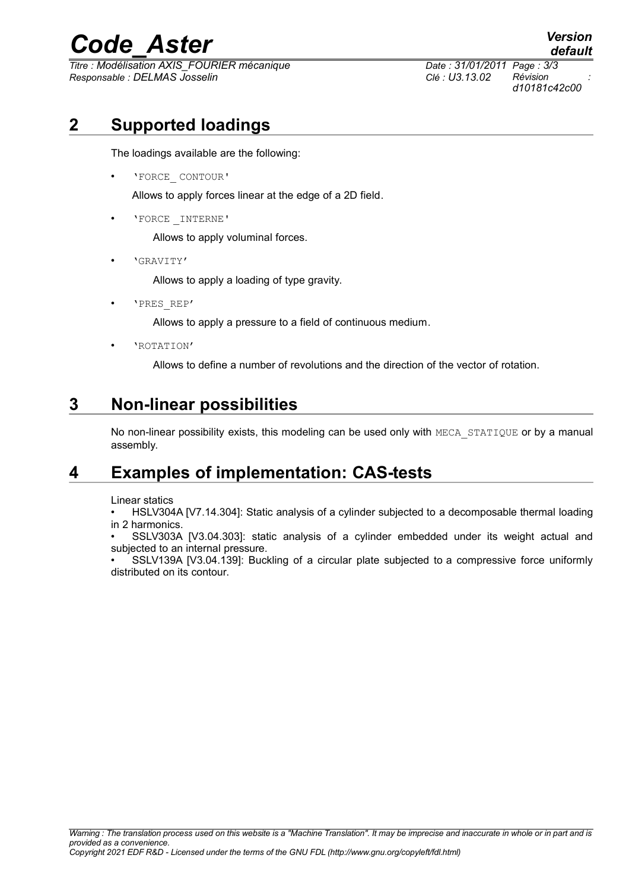## 2 Supported loadings

The loadings available are the following:

- 'FORCE_ CONTOUR'

  Allows to apply forces linear at the edge of a 2D field.

- 'FORCE _INTERNE'

  Allows to apply voluminal forces.

- 'GRAVITY'

  Allows to apply a loading of type gravity.

- 'PRES_REP'

  Allows to apply a pressure to a field of continuous medium.

- 'ROTATION'

  Allows to define a number of revolutions and the direction of the vector of rotation.

## 3 Non-linear possibilities

No non-linear possibility exists, this modeling can be used only with MECA_STATIQUE or by a manual assembly.

## 4 Examples of implementation: CAS-tests

Linear statics

- HSLV304A [V7.14.304]: Static analysis of a cylinder subjected to a decomposable thermal loading in 2 harmonics.
- SSLV303A [V3.04.303]: static analysis of a cylinder embedded under its weight actual and subjected to an internal pressure.
- SSLV139A [V3.04.139]: Buckling of a circular plate subjected to a compressive force uniformly distributed on its contour.